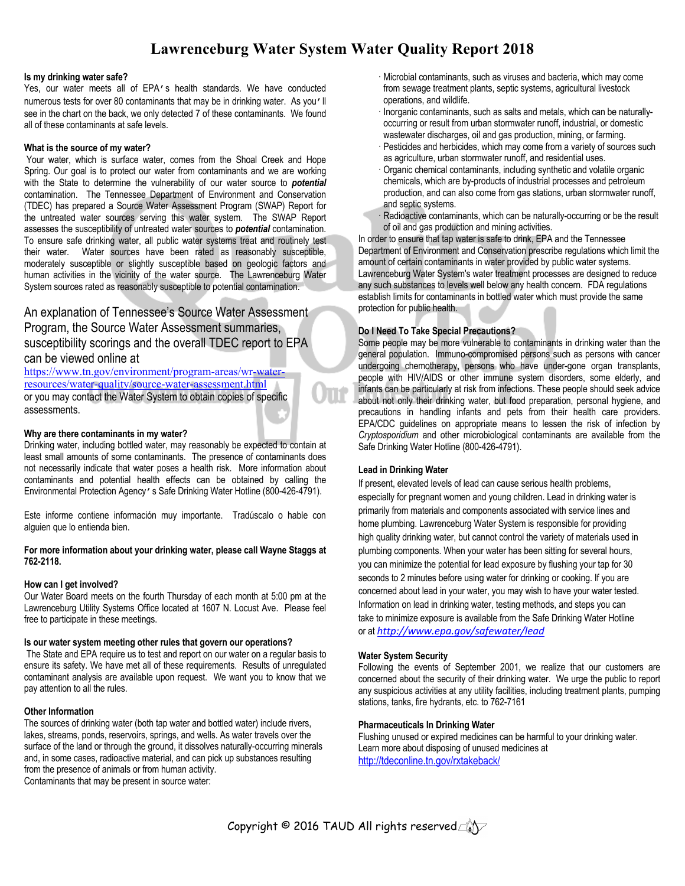# Lawrenceburg Water System Water Quality Report 2018

**Is my drinking water safe?**
Yes, our water meets all of EPA's health standards. We have conducted numerous tests for over 80 contaminants that may be in drinking water. As you'll see in the chart on the back, we only detected 7 of these contaminants. We found all of these contaminants at safe levels.

**What is the source of my water?**
Your water, which is surface water, comes from the Shoal Creek and Hope Spring. Our goal is to protect our water from contaminants and we are working with the State to determine the vulnerability of our water source to ***potential*** contamination. The Tennessee Department of Environment and Conservation (TDEC) has prepared a Source Water Assessment Program (SWAP) Report for the untreated water sources serving this water system. The SWAP Report assesses the susceptibility of untreated water sources to ***potential*** contamination. To ensure safe drinking water, all public water systems treat and routinely test their water. Water sources have been rated as reasonably susceptible, moderately susceptible or slightly susceptible based on geologic factors and human activities in the vicinity of the water source. The Lawrenceburg Water System sources rated as reasonably susceptible to potential contamination.

An explanation of Tennessee's Source Water Assessment Program, the Source Water Assessment summaries, susceptibility scorings and the overall TDEC report to EPA can be viewed online at
https://www.tn.gov/environment/program-areas/wr-water-resources/water-quality/source-water-assessment.html
or you may contact the Water System to obtain copies of specific assessments.

**Why are there contaminants in my water?**
Drinking water, including bottled water, may reasonably be expected to contain at least small amounts of some contaminants. The presence of contaminants does not necessarily indicate that water poses a health risk. More information about contaminants and potential health effects can be obtained by calling the Environmental Protection Agency's Safe Drinking Water Hotline (800-426-4791).

Este informe contiene información muy importante. Tradúscalo o hable con alguien que lo entienda bien.

**For more information about your drinking water, please call Wayne Staggs at 762-2118.**

**How can I get involved?**
Our Water Board meets on the fourth Thursday of each month at 5:00 pm at the Lawrenceburg Utility Systems Office located at 1607 N. Locust Ave. Please feel free to participate in these meetings.

**Is our water system meeting other rules that govern our operations?**
The State and EPA require us to test and report on our water on a regular basis to ensure its safety. We have met all of these requirements. Results of unregulated contaminant analysis are available upon request. We want you to know that we pay attention to all the rules.

**Other Information**
The sources of drinking water (both tap water and bottled water) include rivers, lakes, streams, ponds, reservoirs, springs, and wells. As water travels over the surface of the land or through the ground, it dissolves naturally-occurring minerals and, in some cases, radioactive material, and can pick up substances resulting from the presence of animals or from human activity.
Contaminants that may be present in source water:

- Microbial contaminants, such as viruses and bacteria, which may come from sewage treatment plants, septic systems, agricultural livestock operations, and wildlife.
- Inorganic contaminants, such as salts and metals, which can be naturally-occurring or result from urban stormwater runoff, industrial, or domestic wastewater discharges, oil and gas production, mining, or farming.
- Pesticides and herbicides, which may come from a variety of sources such as agriculture, urban stormwater runoff, and residential uses.
- Organic chemical contaminants, including synthetic and volatile organic chemicals, which are by-products of industrial processes and petroleum production, and can also come from gas stations, urban stormwater runoff, and septic systems.
- Radioactive contaminants, which can be naturally-occurring or be the result of oil and gas production and mining activities.

In order to ensure that tap water is safe to drink, EPA and the Tennessee Department of Environment and Conservation prescribe regulations which limit the amount of certain contaminants in water provided by public water systems. Lawrenceburg Water System's water treatment processes are designed to reduce any such substances to levels well below any health concern. FDA regulations establish limits for contaminants in bottled water which must provide the same protection for public health.

**Do I Need To Take Special Precautions?**
Some people may be more vulnerable to contaminants in drinking water than the general population. Immuno-compromised persons such as persons with cancer undergoing chemotherapy, persons who have under-gone organ transplants, people with HIV/AIDS or other immune system disorders, some elderly, and infants can be particularly at risk from infections. These people should seek advice about not only their drinking water, but food preparation, personal hygiene, and precautions in handling infants and pets from their health care providers. EPA/CDC guidelines on appropriate means to lessen the risk of infection by *Cryptosporidium* and other microbiological contaminants are available from the Safe Drinking Water Hotline (800-426-4791).

**Lead in Drinking Water**
If present, elevated levels of lead can cause serious health problems, especially for pregnant women and young children. Lead in drinking water is primarily from materials and components associated with service lines and home plumbing. Lawrenceburg Water System is responsible for providing high quality drinking water, but cannot control the variety of materials used in plumbing components. When your water has been sitting for several hours, you can minimize the potential for lead exposure by flushing your tap for 30 seconds to 2 minutes before using water for drinking or cooking. If you are concerned about lead in your water, you may wish to have your water tested. Information on lead in drinking water, testing methods, and steps you can take to minimize exposure is available from the Safe Drinking Water Hotline or at *http://www.epa.gov/safewater/lead*

**Water System Security**
Following the events of September 2001, we realize that our customers are concerned about the security of their drinking water. We urge the public to report any suspicious activities at any utility facilities, including treatment plants, pumping stations, tanks, fire hydrants, etc. to 762-7161

**Pharmaceuticals In Drinking Water**
Flushing unused or expired medicines can be harmful to your drinking water. Learn more about disposing of unused medicines at
http://tdeconline.tn.gov/rxtakeback/

Copyright © 2016 TAUD All rights reserved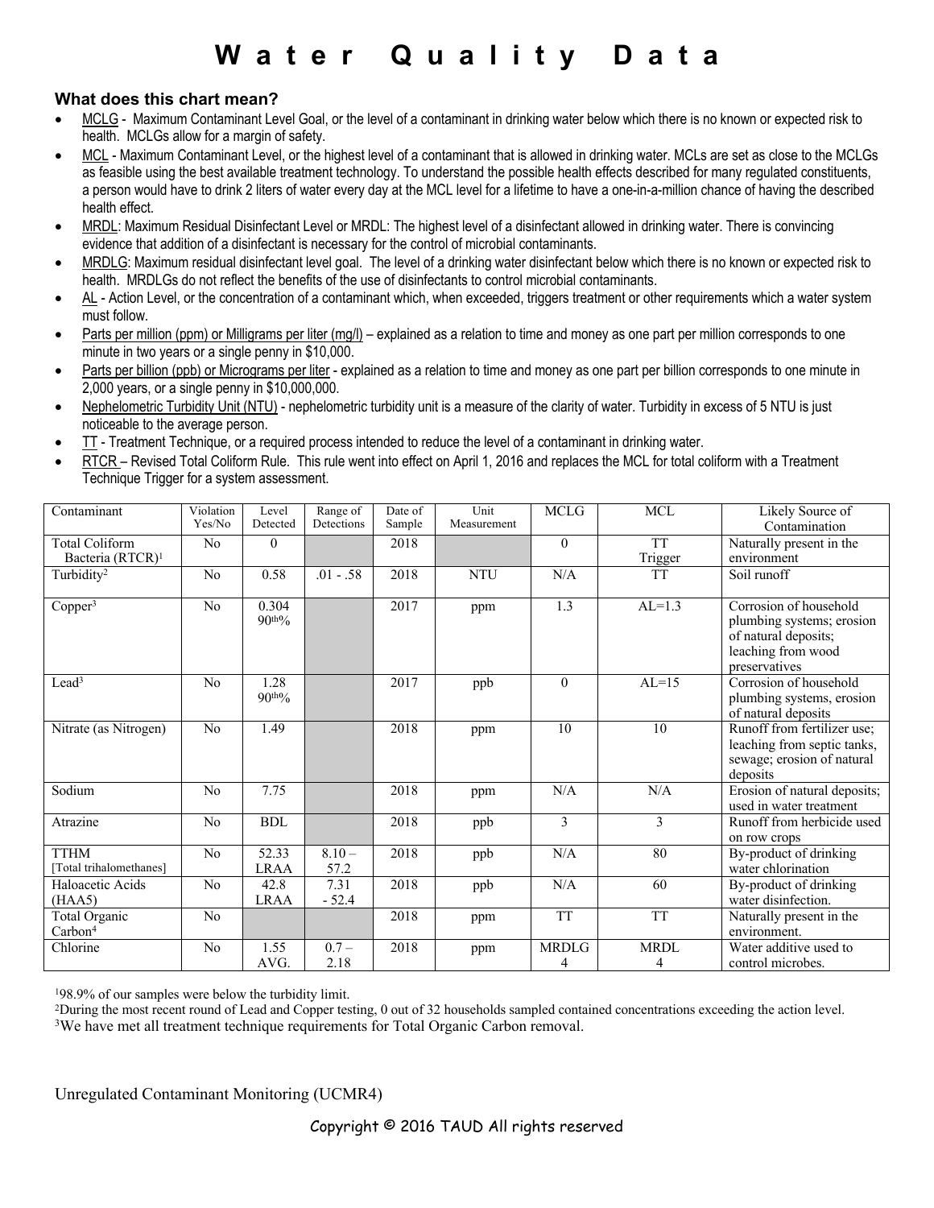# W a t e r Q u a l i t y D a t a

### What does this chart mean?

- MCLG - Maximum Contaminant Level Goal, or the level of a contaminant in drinking water below which there is no known or expected risk to health. MCLGs allow for a margin of safety.
- MCL - Maximum Contaminant Level, or the highest level of a contaminant that is allowed in drinking water. MCLs are set as close to the MCLGs as feasible using the best available treatment technology. To understand the possible health effects described for many regulated constituents, a person would have to drink 2 liters of water every day at the MCL level for a lifetime to have a one-in-a-million chance of having the described health effect.
- MRDL: Maximum Residual Disinfectant Level or MRDL: The highest level of a disinfectant allowed in drinking water. There is convincing evidence that addition of a disinfectant is necessary for the control of microbial contaminants.
- MRDLG: Maximum residual disinfectant level goal. The level of a drinking water disinfectant below which there is no known or expected risk to health. MRDLGs do not reflect the benefits of the use of disinfectants to control microbial contaminants.
- AL - Action Level, or the concentration of a contaminant which, when exceeded, triggers treatment or other requirements which a water system must follow.
- Parts per million (ppm) or Milligrams per liter (mg/l) – explained as a relation to time and money as one part per million corresponds to one minute in two years or a single penny in $10,000.
- Parts per billion (ppb) or Micrograms per liter - explained as a relation to time and money as one part per billion corresponds to one minute in 2,000 years, or a single penny in $10,000,000.
- Nephelometric Turbidity Unit (NTU) - nephelometric turbidity unit is a measure of the clarity of water. Turbidity in excess of 5 NTU is just noticeable to the average person.
- TT - Treatment Technique, or a required process intended to reduce the level of a contaminant in drinking water.
- RTCR – Revised Total Coliform Rule. This rule went into effect on April 1, 2016 and replaces the MCL for total coliform with a Treatment Technique Trigger for a system assessment.

| Contaminant | Violation Yes/No | Level Detected | Range of Detections | Date of Sample | Unit Measurement | MCLG | MCL | Likely Source of Contamination |
|---|---|---|---|---|---|---|---|---|
| Total Coliform Bacteria (RTCR)[1] | No | 0 | | 2018 | | 0 | TT Trigger | Naturally present in the environment |
| Turbidity[2] | No | 0.58 | .01 - .58 | 2018 | NTU | N/A | TT | Soil runoff |
| Copper[3] | No | 0.304 90th% | | 2017 | ppm | 1.3 | AL=1.3 | Corrosion of household plumbing systems; erosion of natural deposits; leaching from wood preservatives |
| Lead[3] | No | 1.28 90th% | | 2017 | ppb | 0 | AL=15 | Corrosion of household plumbing systems, erosion of natural deposits |
| Nitrate (as Nitrogen) | No | 1.49 | | 2018 | ppm | 10 | 10 | Runoff from fertilizer use; leaching from septic tanks, sewage; erosion of natural deposits |
| Sodium | No | 7.75 | | 2018 | ppm | N/A | N/A | Erosion of natural deposits; used in water treatment |
| Atrazine | No | BDL | | 2018 | ppb | 3 | 3 | Runoff from herbicide used on row crops |
| TTHM [Total trihalomethanes] | No | 52.33 LRAA | 8.10 – 57.2 | 2018 | ppb | N/A | 80 | By-product of drinking water chlorination |
| Haloacetic Acids (HAA5) | No | 42.8 LRAA | 7.31 - 52.4 | 2018 | ppb | N/A | 60 | By-product of drinking water disinfection. |
| Total Organic Carbon[4] | No | | | 2018 | ppm | TT | TT | Naturally present in the environment. |
| Chlorine | No | 1.55 AVG. | 0.7 – 2.18 | 2018 | ppm | MRDLG 4 | MRDL 4 | Water additive used to control microbes. |

[1]98.9% of our samples were below the turbidity limit.

[2]During the most recent round of Lead and Copper testing, 0 out of 32 households sampled contained concentrations exceeding the action level.

[3]We have met all treatment technique requirements for Total Organic Carbon removal.

Unregulated Contaminant Monitoring (UCMR4)

Copyright © 2016 TAUD All rights reserved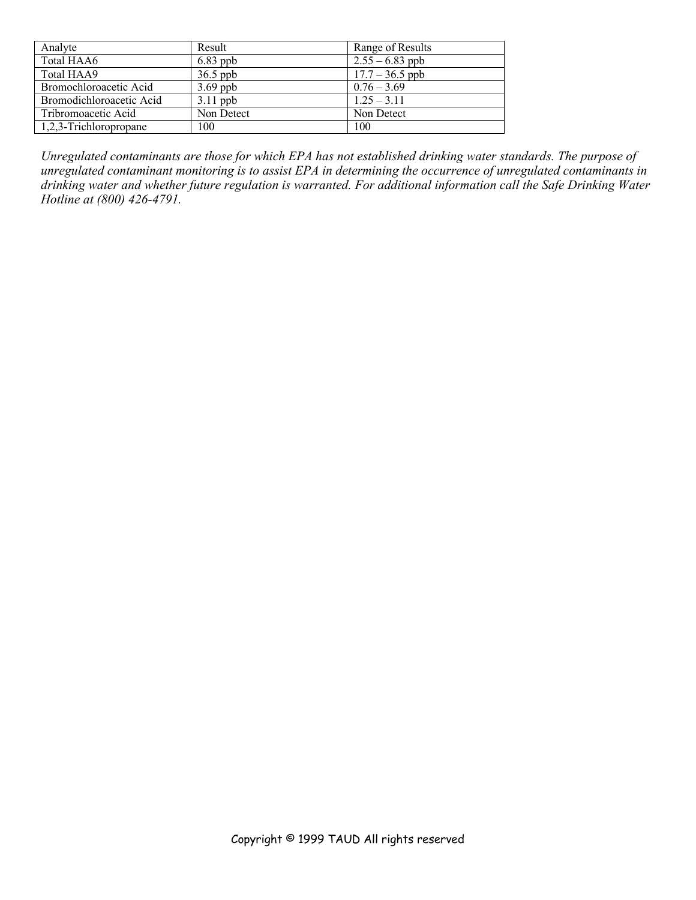| Analyte | Result | Range of Results |
| --- | --- | --- |
| Total HAA6 | 6.83 ppb | 2.55 – 6.83 ppb |
| Total HAA9 | 36.5 ppb | 17.7 – 36.5 ppb |
| Bromochloroacetic Acid | 3.69 ppb | 0.76 – 3.69 |
| Bromodichloroacetic Acid | 3.11 ppb | 1.25 – 3.11 |
| Tribromoacetic Acid | Non Detect | Non Detect |
| 1,2,3-Trichloropropane | 100 | 100 |

*Unregulated contaminants are those for which EPA has not established drinking water standards. The purpose of unregulated contaminant monitoring is to assist EPA in determining the occurrence of unregulated contaminants in drinking water and whether future regulation is warranted. For additional information call the Safe Drinking Water Hotline at (800) 426-4791.*

Copyright © 1999 TAUD All rights reserved